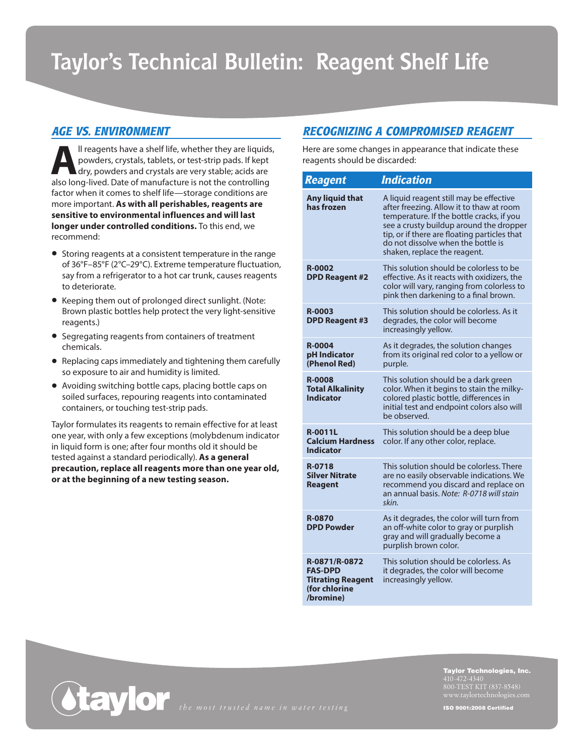# Taylor's Technical Bulletin: Reagent Shelf Life

## AGE VS. ENVIRONMENT

All reagents have a shelf life, whether they are liquids, powders, crystals, tablets, or test-strip pads. If kept dry, powders and crystals are very stable; acids are also long-lived. Date of manufacture is not the controlling factor when it comes to shelf life—storage conditions are more important. **As with all perishables, reagents are sensitive to environmental influences and will last longer under controlled conditions.** To this end, we recommend:

- Storing reagents at a consistent temperature in the range of 36°F–85°F (2°C–29°C). Extreme temperature fluctuation, say from a refrigerator to a hot car trunk, causes reagents to deteriorate.
- Keeping them out of prolonged direct sunlight. (Note: Brown plastic bottles help protect the very light-sensitive reagents.)
- Segregating reagents from containers of treatment chemicals.
- Replacing caps immediately and tightening them carefully so exposure to air and humidity is limited.
- Avoiding switching bottle caps, placing bottle caps on soiled surfaces, repouring reagents into contaminated containers, or touching test-strip pads.

Taylor formulates its reagents to remain effective for at least one year, with only a few exceptions (molybdenum indicator in liquid form is one; after four months old it should be tested against a standard periodically). **As a general precaution, replace all reagents more than one year old, or at the beginning of a new testing season.**

## RECOGNIZING A COMPROMISED REAGENT

Here are some changes in appearance that indicate these reagents should be discarded:

| Reagent | Indication |
|---|---|
| **Any liquid that has frozen** | A liquid reagent still may be effective after freezing. Allow it to thaw at room temperature. If the bottle cracks, if you see a crusty buildup around the dropper tip, or if there are floating particles that do not dissolve when the bottle is shaken, replace the reagent. |
| **R-0002 DPD Reagent #2** | This solution should be colorless to be effective. As it reacts with oxidizers, the color will vary, ranging from colorless to pink then darkening to a final brown. |
| **R-0003 DPD Reagent #3** | This solution should be colorless. As it degrades, the color will become increasingly yellow. |
| **R-0004 pH Indicator (Phenol Red)** | As it degrades, the solution changes from its original red color to a yellow or purple. |
| **R-0008 Total Alkalinity Indicator** | This solution should be a dark green color. When it begins to stain the milky-colored plastic bottle, differences in initial test and endpoint colors also will be observed. |
| **R-0011L Calcium Hardness Indicator** | This solution should be a deep blue color. If any other color, replace. |
| **R-0718 Silver Nitrate Reagent** | This solution should be colorless. There are no easily observable indications. We recommend you discard and replace on an annual basis. *Note: R-0718 will stain skin.* |
| **R-0870 DPD Powder** | As it degrades, the color will turn from an off-white color to gray or purplish gray and will gradually become a purplish brown color. |
| **R-0871/R-0872 FAS-DPD Titrating Reagent (for chlorine /bromine)** | This solution should be colorless. As it degrades, the color will become increasingly yellow. |

taylor — *the most trusted name in water testing*

**Taylor Technologies, Inc.**
410-472-4340
800-TEST KIT (837-8548)
www.taylortechnologies.com

**ISO 9001:2008 Certified**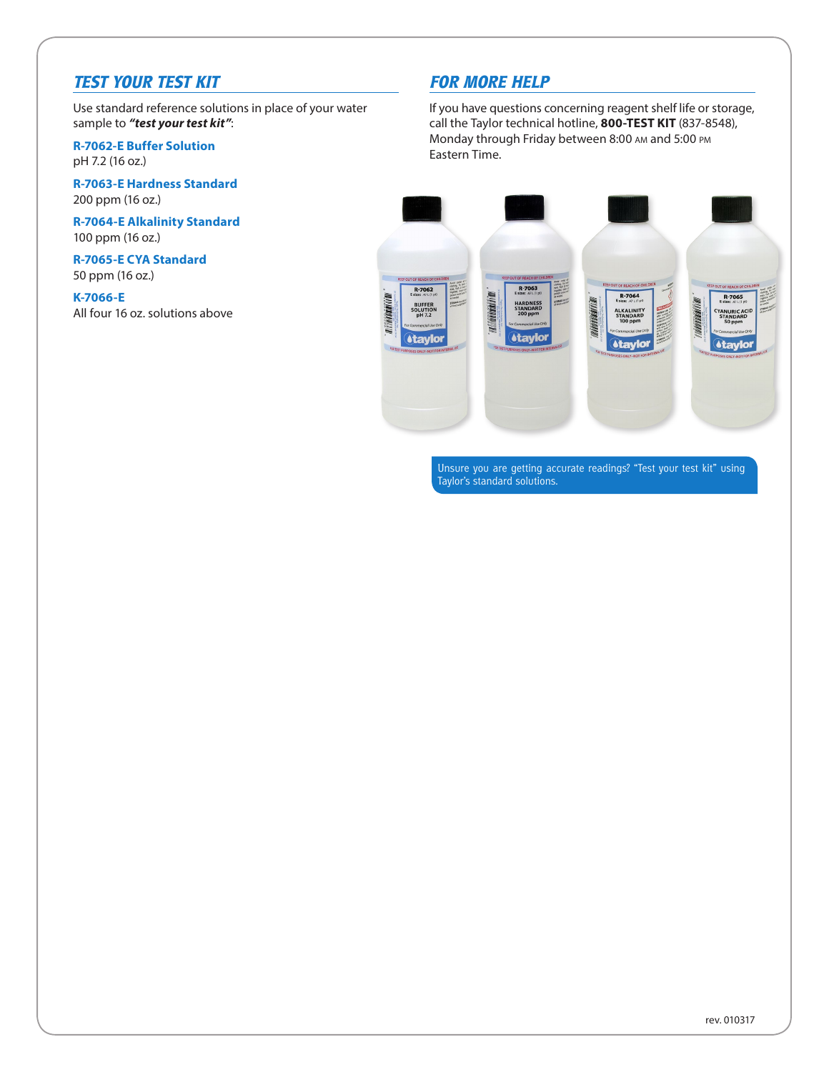## TEST YOUR TEST KIT

Use standard reference solutions in place of your water sample to ***"test your test kit"***:

**R-7062-E Buffer Solution**
pH 7.2 (16 oz.)

**R-7063-E Hardness Standard**
200 ppm (16 oz.)

**R-7064-E Alkalinity Standard**
100 ppm (16 oz.)

**R-7065-E CYA Standard**
50 ppm (16 oz.)

**K-7066-E**
All four 16 oz. solutions above

## FOR MORE HELP

If you have questions concerning reagent shelf life or storage, call the Taylor technical hotline, **800-TEST KIT** (837-8548), Monday through Friday between 8:00 AM and 5:00 PM Eastern Time.

Unsure you are getting accurate readings? "Test your test kit" using Taylor's standard solutions.

rev. 010317